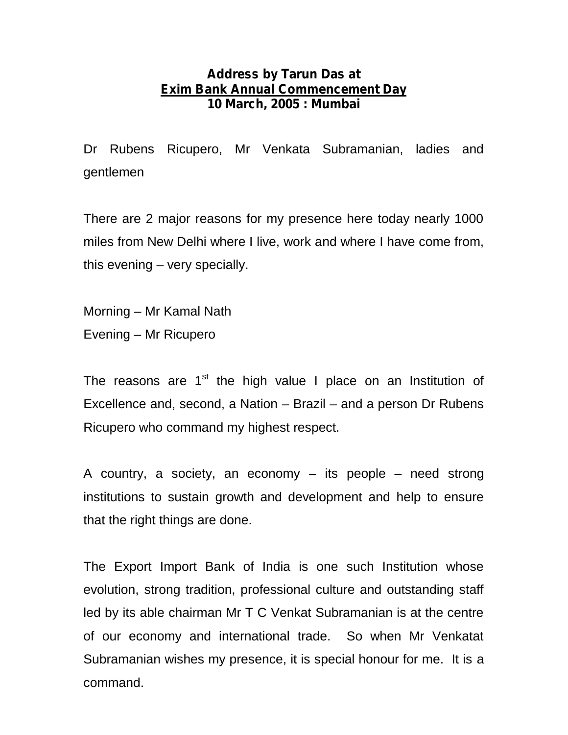**Address by Tarun Das at**
**Exim Bank Annual Commencement Day**
**10 March, 2005 : Mumbai**

Dr Rubens Ricupero, Mr Venkata Subramanian, ladies and gentlemen

There are 2 major reasons for my presence here today nearly 1000 miles from New Delhi where I live, work and where I have come from, this evening – very specially.

Morning – Mr Kamal Nath
Evening – Mr Ricupero

The reasons are 1st the high value I place on an Institution of Excellence and, second, a Nation – Brazil – and a person Dr Rubens Ricupero who command my highest respect.

A country, a society, an economy – its people – need strong institutions to sustain growth and development and help to ensure that the right things are done.

The Export Import Bank of India is one such Institution whose evolution, strong tradition, professional culture and outstanding staff led by its able chairman Mr T C Venkat Subramanian is at the centre of our economy and international trade. So when Mr Venkatat Subramanian wishes my presence, it is special honour for me. It is a command.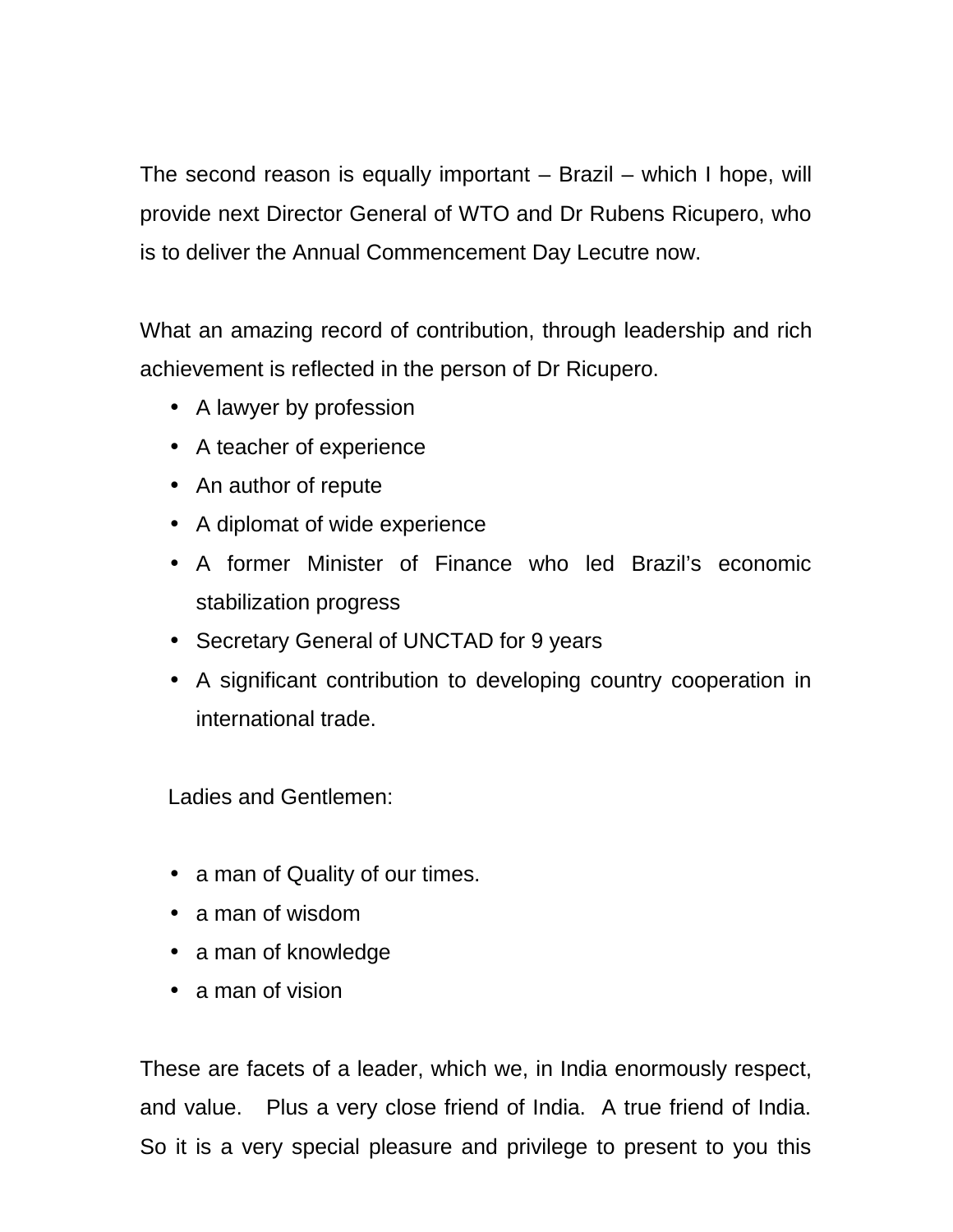The second reason is equally important – Brazil – which I hope, will provide next Director General of WTO and Dr Rubens Ricupero, who is to deliver the Annual Commencement Day Lecutre now.

What an amazing record of contribution, through leadership and rich achievement is reflected in the person of Dr Ricupero.

- A lawyer by profession
- A teacher of experience
- An author of repute
- A diplomat of wide experience
- A former Minister of Finance who led Brazil's economic stabilization progress
- Secretary General of UNCTAD for 9 years
- A significant contribution to developing country cooperation in international trade.

Ladies and Gentlemen:

- a man of Quality of our times.
- a man of wisdom
- a man of knowledge
- a man of vision

These are facets of a leader, which we, in India enormously respect, and value. Plus a very close friend of India. A true friend of India. So it is a very special pleasure and privilege to present to you this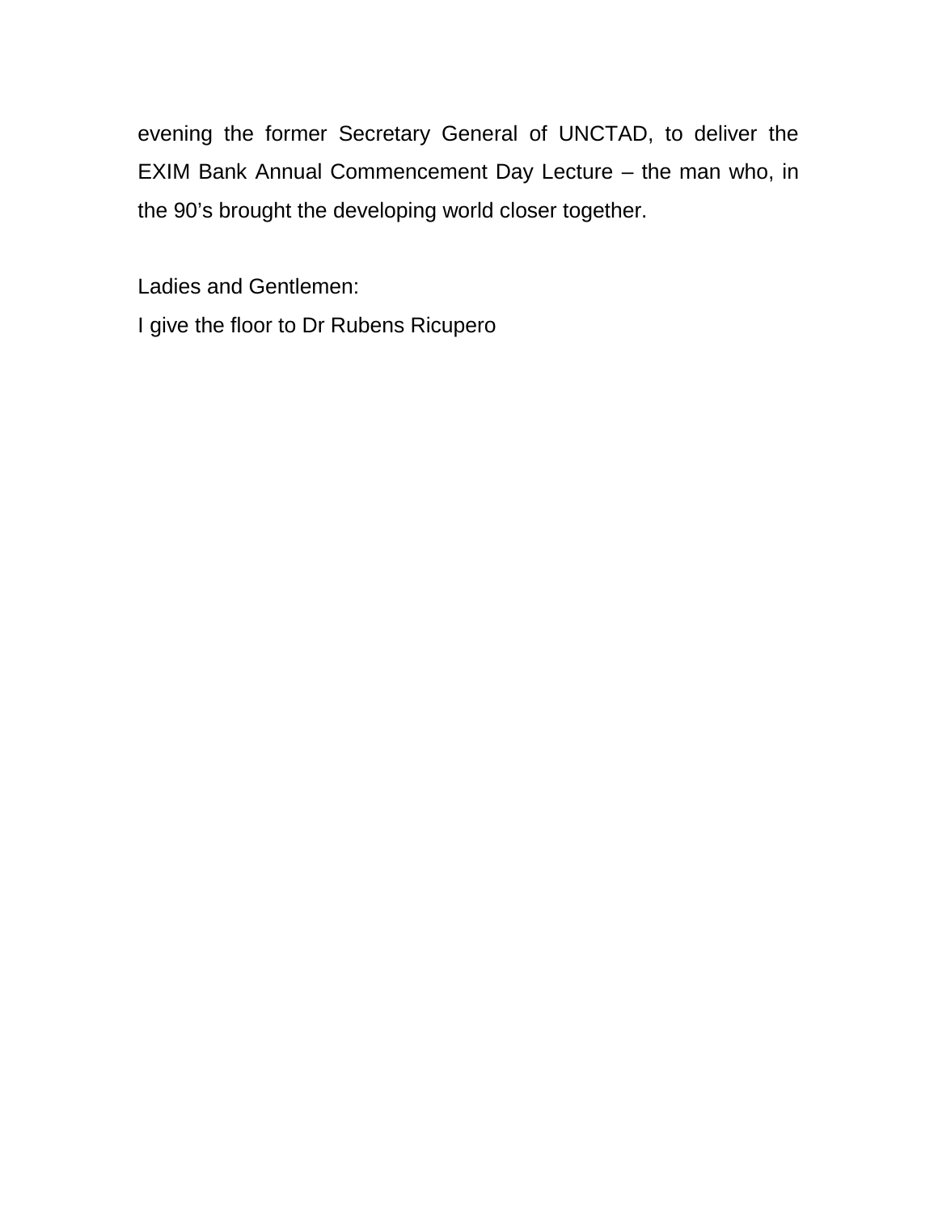evening the former Secretary General of UNCTAD, to deliver the EXIM Bank Annual Commencement Day Lecture – the man who, in the 90's brought the developing world closer together.

Ladies and Gentlemen:

I give the floor to Dr Rubens Ricupero